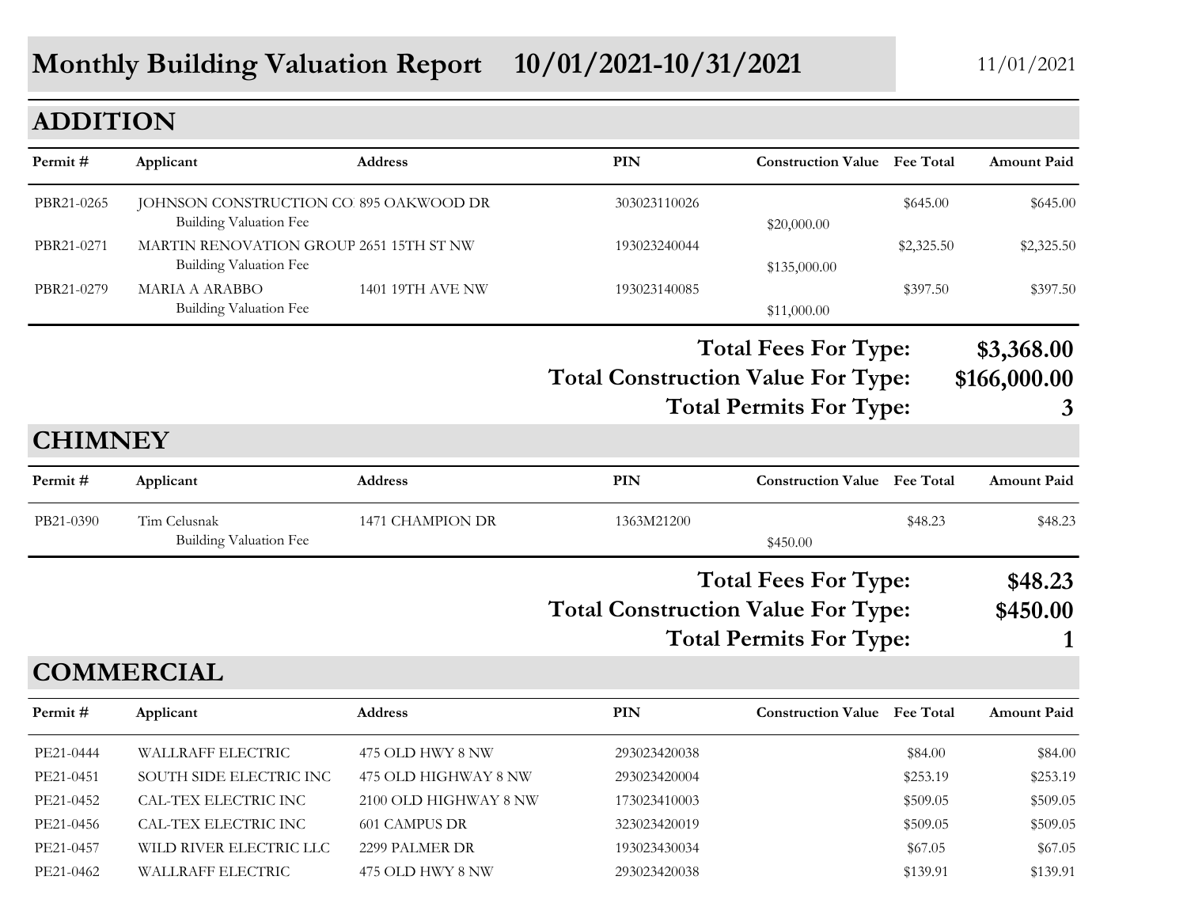# Monthly Building Valuation Report 10/01/2021-10/31/2021

11/01/2021

## ADDITION

| Permit # | Applicant | Address | PIN | Construction Value | Fee Total | Amount Paid |
|---|---|---|---|---|---|---|
| PBR21-0265 | JOHNSON CONSTRUCTION CO | 895 OAKWOOD DR | 303023110026 | | $645.00 | $645.00 |
| | Building Valuation Fee | | | $20,000.00 | | |
| PBR21-0271 | MARTIN RENOVATION GROUP | 2651 15TH ST NW | 193023240044 | | $2,325.50 | $2,325.50 |
| | Building Valuation Fee | | | $135,000.00 | | |
| PBR21-0279 | MARIA A ARABBO | 1401 19TH AVE NW | 193023140085 | | $397.50 | $397.50 |
| | Building Valuation Fee | | | $11,000.00 | | |

**Total Fees For Type: $3,368.00**

**Total Construction Value For Type: $166,000.00**

**Total Permits For Type: 3**

## CHIMNEY

| Permit # | Applicant | Address | PIN | Construction Value | Fee Total | Amount Paid |
|---|---|---|---|---|---|---|
| PB21-0390 | Tim Celusnak | 1471 CHAMPION DR | 1363M21200 | | $48.23 | $48.23 |
| | Building Valuation Fee | | | $450.00 | | |

**Total Fees For Type: $48.23**

**Total Construction Value For Type: $450.00**

**Total Permits For Type: 1**

## COMMERCIAL

| Permit # | Applicant | Address | PIN | Construction Value | Fee Total | Amount Paid |
|---|---|---|---|---|---|---|
| PE21-0444 | WALLRAFF ELECTRIC | 475 OLD HWY 8 NW | 293023420038 | | $84.00 | $84.00 |
| PE21-0451 | SOUTH SIDE ELECTRIC INC | 475 OLD HIGHWAY 8 NW | 293023420004 | | $253.19 | $253.19 |
| PE21-0452 | CAL-TEX ELECTRIC INC | 2100 OLD HIGHWAY 8 NW | 173023410003 | | $509.05 | $509.05 |
| PE21-0456 | CAL-TEX ELECTRIC INC | 601 CAMPUS DR | 323023420019 | | $509.05 | $509.05 |
| PE21-0457 | WILD RIVER ELECTRIC LLC | 2299 PALMER DR | 193023430034 | | $67.05 | $67.05 |
| PE21-0462 | WALLRAFF ELECTRIC | 475 OLD HWY 8 NW | 293023420038 | | $139.91 | $139.91 |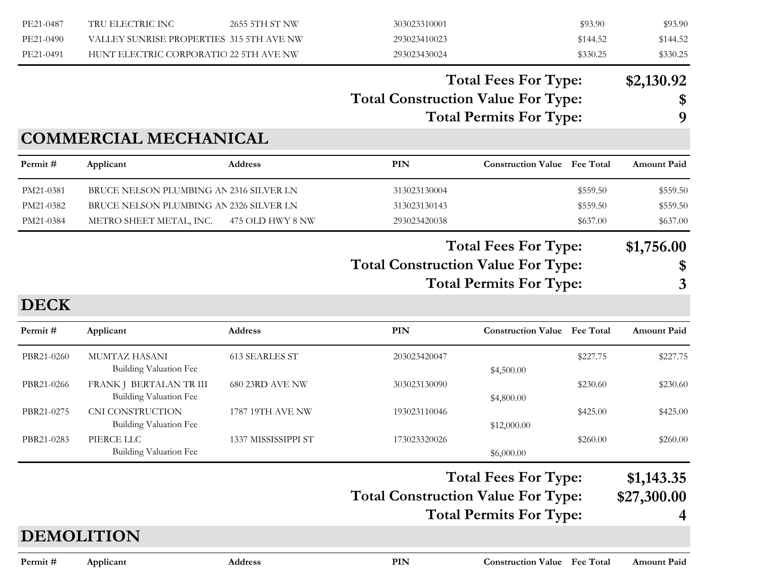| Permit # | Applicant | Address | PIN | Construction Value | Fee Total | Amount Paid |
|---|---|---|---|---|---|---|
| PE21-0487 | TRU ELECTRIC INC | 2655 5TH ST NW | 303023310001 | | $93.90 | $93.90 |
| PE21-0490 | VALLEY SUNRISE PROPERTIES | 315 5TH AVE NW | 293023410023 | | $144.52 | $144.52 |
| PE21-0491 | HUNT ELECTRIC CORPORATIO | 22 5TH AVE NW | 293023430024 | | $330.25 | $330.25 |

**Total Fees For Type: $2,130.92**

**Total Construction Value For Type: $**

**Total Permits For Type: 9**

## COMMERCIAL MECHANICAL

| Permit # | Applicant | Address | PIN | Construction Value | Fee Total | Amount Paid |
|---|---|---|---|---|---|---|
| PM21-0381 | BRUCE NELSON PLUMBING AN | 2316 SILVER LN | 313023130004 | | $559.50 | $559.50 |
| PM21-0382 | BRUCE NELSON PLUMBING AN | 2326 SILVER LN | 313023130143 | | $559.50 | $559.50 |
| PM21-0384 | METRO SHEET METAL, INC. | 475 OLD HWY 8 NW | 293023420038 | | $637.00 | $637.00 |

**Total Fees For Type: $1,756.00**

**Total Construction Value For Type: $**

**Total Permits For Type: 3**

## DECK

| Permit # | Applicant | Address | PIN | Construction Value | Fee Total | Amount Paid |
|---|---|---|---|---|---|---|
| PBR21-0260 | MUMTAZ HASANI<br>Building Valuation Fee | 613 SEARLES ST | 203023420047 | $4,500.00 | $227.75 | $227.75 |
| PBR21-0266 | FRANK J BERTALAN TR III<br>Building Valuation Fee | 680 23RD AVE NW | 303023130090 | $4,800.00 | $230.60 | $230.60 |
| PBR21-0275 | CNI CONSTRUCTION<br>Building Valuation Fee | 1787 19TH AVE NW | 193023110046 | $12,000.00 | $425.00 | $425.00 |
| PBR21-0283 | PIERCE LLC<br>Building Valuation Fee | 1337 MISSISSIPPI ST | 173023320026 | $6,000.00 | $260.00 | $260.00 |

**Total Fees For Type: $1,143.35**

**Total Construction Value For Type: $27,300.00**

**Total Permits For Type: 4**

## DEMOLITION

| Permit # | Applicant | Address | PIN | Construction Value | Fee Total | Amount Paid |
|---|---|---|---|---|---|---|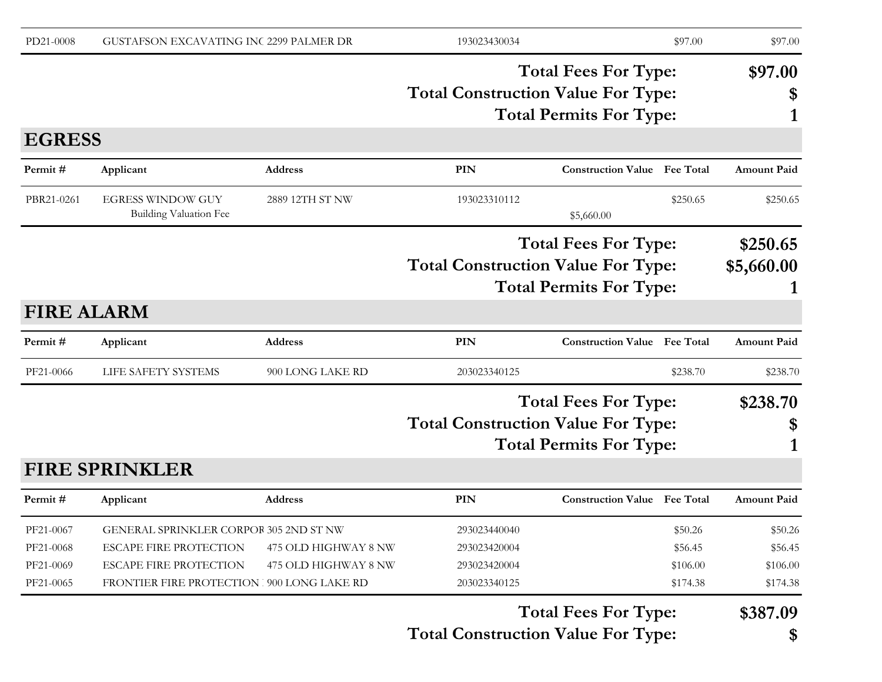| Permit # | Applicant | Address | PIN | Construction Value | Fee Total | Amount Paid |
|---|---|---|---|---|---|---|
| PD21-0008 | GUSTAFSON EXCAVATING INC | 2299 PALMER DR | 193023430034 | | $97.00 | $97.00 |

**Total Fees For Type:** **$97.00**
**Total Construction Value For Type:** **$**
**Total Permits For Type:** **1**

## EGRESS

| Permit # | Applicant | Address | PIN | Construction Value | Fee Total | Amount Paid |
|---|---|---|---|---|---|---|
| PBR21-0261 | EGRESS WINDOW GUY | 2889 12TH ST NW | 193023310112 | | $250.65 | $250.65 |
| | Building Valuation Fee | | | $5,660.00 | | |

**Total Fees For Type:** **$250.65**
**Total Construction Value For Type:** **$5,660.00**
**Total Permits For Type:** **1**

## FIRE ALARM

| Permit # | Applicant | Address | PIN | Construction Value | Fee Total | Amount Paid |
|---|---|---|---|---|---|---|
| PF21-0066 | LIFE SAFETY SYSTEMS | 900 LONG LAKE RD | 203023340125 | | $238.70 | $238.70 |

**Total Fees For Type:** **$238.70**
**Total Construction Value For Type:** **$**
**Total Permits For Type:** **1**

## FIRE SPRINKLER

| Permit # | Applicant | Address | PIN | Construction Value | Fee Total | Amount Paid |
|---|---|---|---|---|---|---|
| PF21-0067 | GENERAL SPRINKLER CORPOR | 305 2ND ST NW | 293023440040 | | $50.26 | $50.26 |
| PF21-0068 | ESCAPE FIRE PROTECTION | 475 OLD HIGHWAY 8 NW | 293023420004 | | $56.45 | $56.45 |
| PF21-0069 | ESCAPE FIRE PROTECTION | 475 OLD HIGHWAY 8 NW | 293023420004 | | $106.00 | $106.00 |
| PF21-0065 | FRONTIER FIRE PROTECTION | 900 LONG LAKE RD | 203023340125 | | $174.38 | $174.38 |

**Total Fees For Type:** **$387.09**
**Total Construction Value For Type:** **$**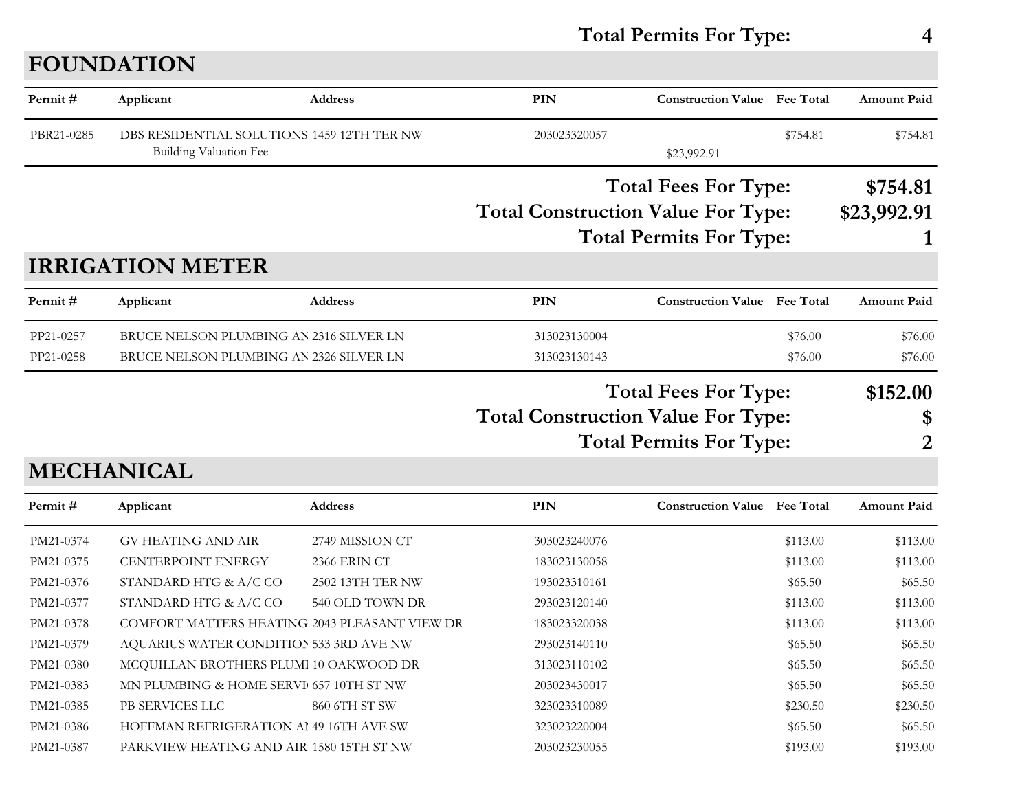**Total Permits For Type: 4**

## FOUNDATION

| Permit # | Applicant | Address | PIN | Construction Value | Fee Total | Amount Paid |
|---|---|---|---|---|---|---|
| PBR21-0285 | DBS RESIDENTIAL SOLUTIONS | 1459 12TH TER NW | 203023320057 | | $754.81 | $754.81 |
| | Building Valuation Fee | | | $23,992.91 | | |

**Total Fees For Type: $754.81**

**Total Construction Value For Type: $23,992.91**

**Total Permits For Type: 1**

## IRRIGATION METER

| Permit # | Applicant | Address | PIN | Construction Value | Fee Total | Amount Paid |
|---|---|---|---|---|---|---|
| PP21-0257 | BRUCE NELSON PLUMBING AN | 2316 SILVER LN | 313023130004 | | $76.00 | $76.00 |
| PP21-0258 | BRUCE NELSON PLUMBING AN | 2326 SILVER LN | 313023130143 | | $76.00 | $76.00 |

**Total Fees For Type: $152.00**

**Total Construction Value For Type: $**

**Total Permits For Type: 2**

## MECHANICAL

| Permit # | Applicant | Address | PIN | Construction Value | Fee Total | Amount Paid |
|---|---|---|---|---|---|---|
| PM21-0374 | GV HEATING AND AIR | 2749 MISSION CT | 303023240076 | | $113.00 | $113.00 |
| PM21-0375 | CENTERPOINT ENERGY | 2366 ERIN CT | 183023130058 | | $113.00 | $113.00 |
| PM21-0376 | STANDARD HTG & A/C CO | 2502 13TH TER NW | 193023310161 | | $65.50 | $65.50 |
| PM21-0377 | STANDARD HTG & A/C CO | 540 OLD TOWN DR | 293023120140 | | $113.00 | $113.00 |
| PM21-0378 | COMFORT MATTERS HEATING | 2043 PLEASANT VIEW DR | 183023320038 | | $113.00 | $113.00 |
| PM21-0379 | AQUARIUS WATER CONDITION | 533 3RD AVE NW | 293023140110 | | $65.50 | $65.50 |
| PM21-0380 | MCQUILLAN BROTHERS PLUMI | 10 OAKWOOD DR | 313023110102 | | $65.50 | $65.50 |
| PM21-0383 | MN PLUMBING & HOME SERVI | 657 10TH ST NW | 203023430017 | | $65.50 | $65.50 |
| PM21-0385 | PB SERVICES LLC | 860 6TH ST SW | 323023310089 | | $230.50 | $230.50 |
| PM21-0386 | HOFFMAN REFRIGERATION AN | 49 16TH AVE SW | 323023220004 | | $65.50 | $65.50 |
| PM21-0387 | PARKVIEW HEATING AND AIR | 1580 15TH ST NW | 203023230055 | | $193.00 | $193.00 |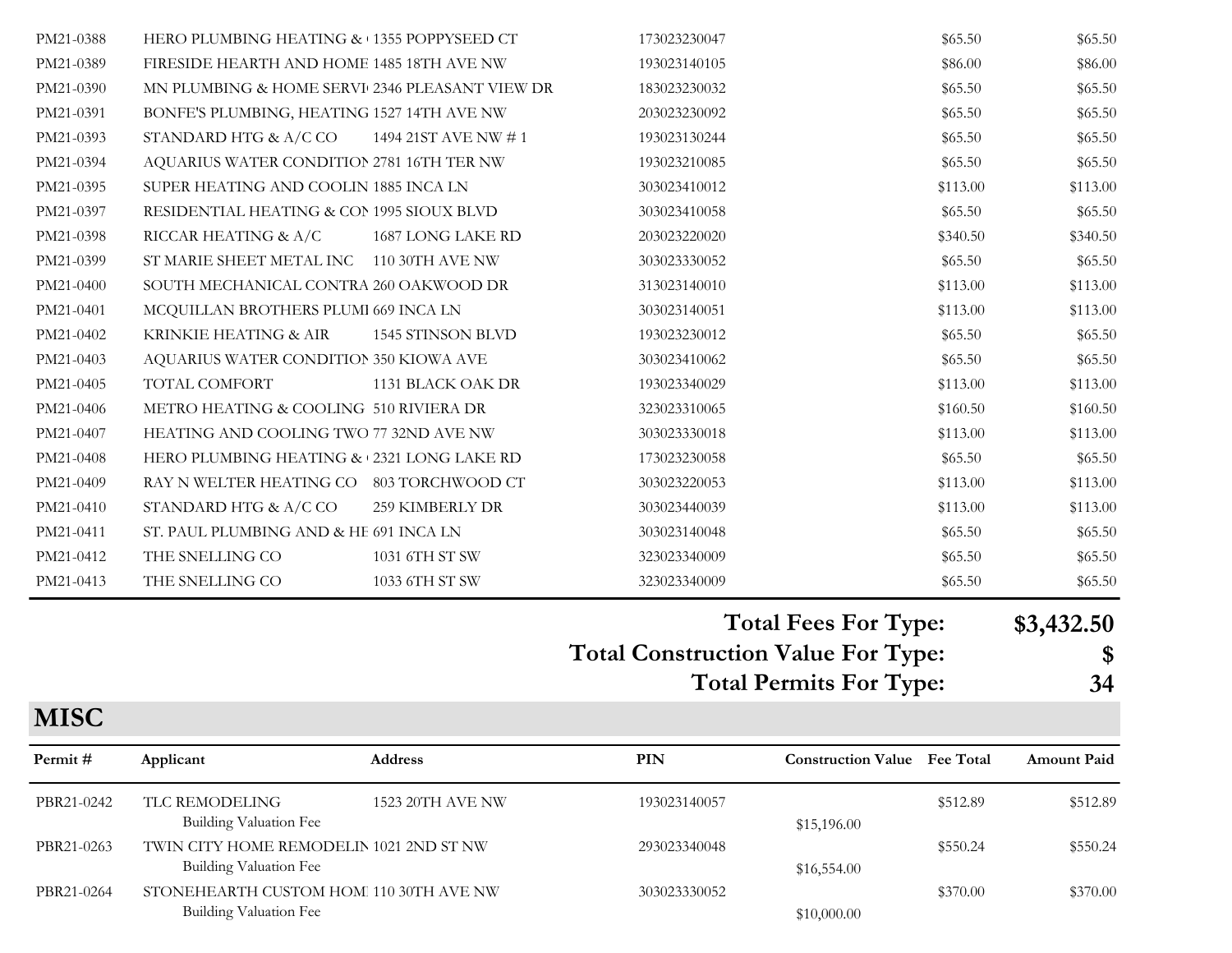| PM21-0388 | HERO PLUMBING HEATING & | 1355 POPPYSEED CT | 173023230047 | | $65.50 | $65.50 |
|---|---|---|---|---|---|---|
| PM21-0389 | FIRESIDE HEARTH AND HOME | 1485 18TH AVE NW | 193023140105 | | $86.00 | $86.00 |
| PM21-0390 | MN PLUMBING & HOME SERVI | 2346 PLEASANT VIEW DR | 183023230032 | | $65.50 | $65.50 |
| PM21-0391 | BONFE'S PLUMBING, HEATING | 1527 14TH AVE NW | 203023230092 | | $65.50 | $65.50 |
| PM21-0393 | STANDARD HTG & A/C CO | 1494 21ST AVE NW # 1 | 193023130244 | | $65.50 | $65.50 |
| PM21-0394 | AQUARIUS WATER CONDITION | 2781 16TH TER NW | 193023210085 | | $65.50 | $65.50 |
| PM21-0395 | SUPER HEATING AND COOLIN | 1885 INCA LN | 303023410012 | | $113.00 | $113.00 |
| PM21-0397 | RESIDENTIAL HEATING & CON | 1995 SIOUX BLVD | 303023410058 | | $65.50 | $65.50 |
| PM21-0398 | RICCAR HEATING & A/C | 1687 LONG LAKE RD | 203023220020 | | $340.50 | $340.50 |
| PM21-0399 | ST MARIE SHEET METAL INC | 110 30TH AVE NW | 303023330052 | | $65.50 | $65.50 |
| PM21-0400 | SOUTH MECHANICAL CONTRA | 260 OAKWOOD DR | 313023140010 | | $113.00 | $113.00 |
| PM21-0401 | MCQUILLAN BROTHERS PLUMI | 669 INCA LN | 303023140051 | | $113.00 | $113.00 |
| PM21-0402 | KRINKIE HEATING & AIR | 1545 STINSON BLVD | 193023230012 | | $65.50 | $65.50 |
| PM21-0403 | AQUARIUS WATER CONDITION | 350 KIOWA AVE | 303023410062 | | $65.50 | $65.50 |
| PM21-0405 | TOTAL COMFORT | 1131 BLACK OAK DR | 193023340029 | | $113.00 | $113.00 |
| PM21-0406 | METRO HEATING & COOLING | 510 RIVIERA DR | 323023310065 | | $160.50 | $160.50 |
| PM21-0407 | HEATING AND COOLING TWO | 77 32ND AVE NW | 303023330018 | | $113.00 | $113.00 |
| PM21-0408 | HERO PLUMBING HEATING & | 2321 LONG LAKE RD | 173023230058 | | $65.50 | $65.50 |
| PM21-0409 | RAY N WELTER HEATING CO | 803 TORCHWOOD CT | 303023220053 | | $113.00 | $113.00 |
| PM21-0410 | STANDARD HTG & A/C CO | 259 KIMBERLY DR | 303023440039 | | $113.00 | $113.00 |
| PM21-0411 | ST. PAUL PLUMBING AND & HE | 691 INCA LN | 303023140048 | | $65.50 | $65.50 |
| PM21-0412 | THE SNELLING CO | 1031 6TH ST SW | 323023340009 | | $65.50 | $65.50 |
| PM21-0413 | THE SNELLING CO | 1033 6TH ST SW | 323023340009 | | $65.50 | $65.50 |

**Total Fees For Type: $3,432.50**

**Total Construction Value For Type: $**

**Total Permits For Type: 34**

## MISC

| Permit # | Applicant | Address | PIN | Construction Value | Fee Total | Amount Paid |
|---|---|---|---|---|---|---|
| PBR21-0242 | TLC REMODELING | 1523 20TH AVE NW | 193023140057 | | $512.89 | $512.89 |
| | Building Valuation Fee | | | $15,196.00 | | |
| PBR21-0263 | TWIN CITY HOME REMODELIN | 1021 2ND ST NW | 293023340048 | | $550.24 | $550.24 |
| | Building Valuation Fee | | | $16,554.00 | | |
| PBR21-0264 | STONEHEARTH CUSTOM HOM | 110 30TH AVE NW | 303023330052 | | $370.00 | $370.00 |
| | Building Valuation Fee | | | $10,000.00 | | |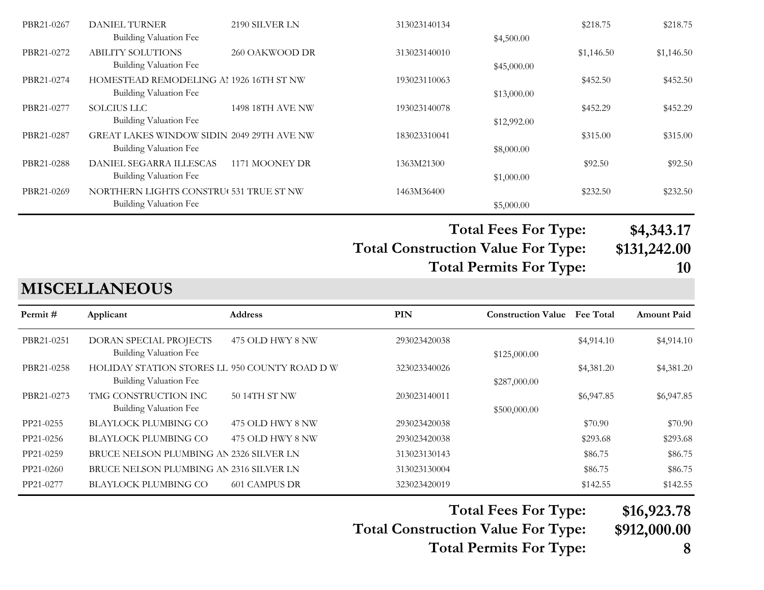| Permit # | Applicant | Address | PIN | Construction Value | Fee Total | Amount Paid |
|---|---|---|---|---|---|---|
| PBR21-0267 | DANIEL TURNER | 2190 SILVER LN | 313023140134 | | $218.75 | $218.75 |
| | Building Valuation Fee | | | $4,500.00 | | |
| PBR21-0272 | ABILITY SOLUTIONS | 260 OAKWOOD DR | 313023140010 | | $1,146.50 | $1,146.50 |
| | Building Valuation Fee | | | $45,000.00 | | |
| PBR21-0274 | HOMESTEAD REMODELING AI | 1926 16TH ST NW | 193023110063 | | $452.50 | $452.50 |
| | Building Valuation Fee | | | $13,000.00 | | |
| PBR21-0277 | SOLCIUS LLC | 1498 18TH AVE NW | 193023140078 | | $452.29 | $452.29 |
| | Building Valuation Fee | | | $12,992.00 | | |
| PBR21-0287 | GREAT LAKES WINDOW SIDIN | 2049 29TH AVE NW | 183023310041 | | $315.00 | $315.00 |
| | Building Valuation Fee | | | $8,000.00 | | |
| PBR21-0288 | DANIEL SEGARRA ILLESCAS | 1171 MOONEY DR | 1363M21300 | | $92.50 | $92.50 |
| | Building Valuation Fee | | | $1,000.00 | | |
| PBR21-0269 | NORTHERN LIGHTS CONSTRU( | 531 TRUE ST NW | 1463M36400 | | $232.50 | $232.50 |
| | Building Valuation Fee | | | $5,000.00 | | |

**Total Fees For Type: $4,343.17**

**Total Construction Value For Type: $131,242.00**

**Total Permits For Type: 10**

## MISCELLANEOUS

| Permit # | Applicant | Address | PIN | Construction Value | Fee Total | Amount Paid |
|---|---|---|---|---|---|---|
| PBR21-0251 | DORAN SPECIAL PROJECTS | 475 OLD HWY 8 NW | 293023420038 | | $4,914.10 | $4,914.10 |
| | Building Valuation Fee | | | $125,000.00 | | |
| PBR21-0258 | HOLIDAY STATION STORES LL | 950 COUNTY ROAD D W | 323023340026 | | $4,381.20 | $4,381.20 |
| | Building Valuation Fee | | | $287,000.00 | | |
| PBR21-0273 | TMG CONSTRUCTION INC | 50 14TH ST NW | 203023140011 | | $6,947.85 | $6,947.85 |
| | Building Valuation Fee | | | $500,000.00 | | |
| PP21-0255 | BLAYLOCK PLUMBING CO | 475 OLD HWY 8 NW | 293023420038 | | $70.90 | $70.90 |
| PP21-0256 | BLAYLOCK PLUMBING CO | 475 OLD HWY 8 NW | 293023420038 | | $293.68 | $293.68 |
| PP21-0259 | BRUCE NELSON PLUMBING AN | 2326 SILVER LN | 313023130143 | | $86.75 | $86.75 |
| PP21-0260 | BRUCE NELSON PLUMBING AN | 2316 SILVER LN | 313023130004 | | $86.75 | $86.75 |
| PP21-0277 | BLAYLOCK PLUMBING CO | 601 CAMPUS DR | 323023420019 | | $142.55 | $142.55 |

**Total Fees For Type: $16,923.78**

**Total Construction Value For Type: $912,000.00**

**Total Permits For Type: 8**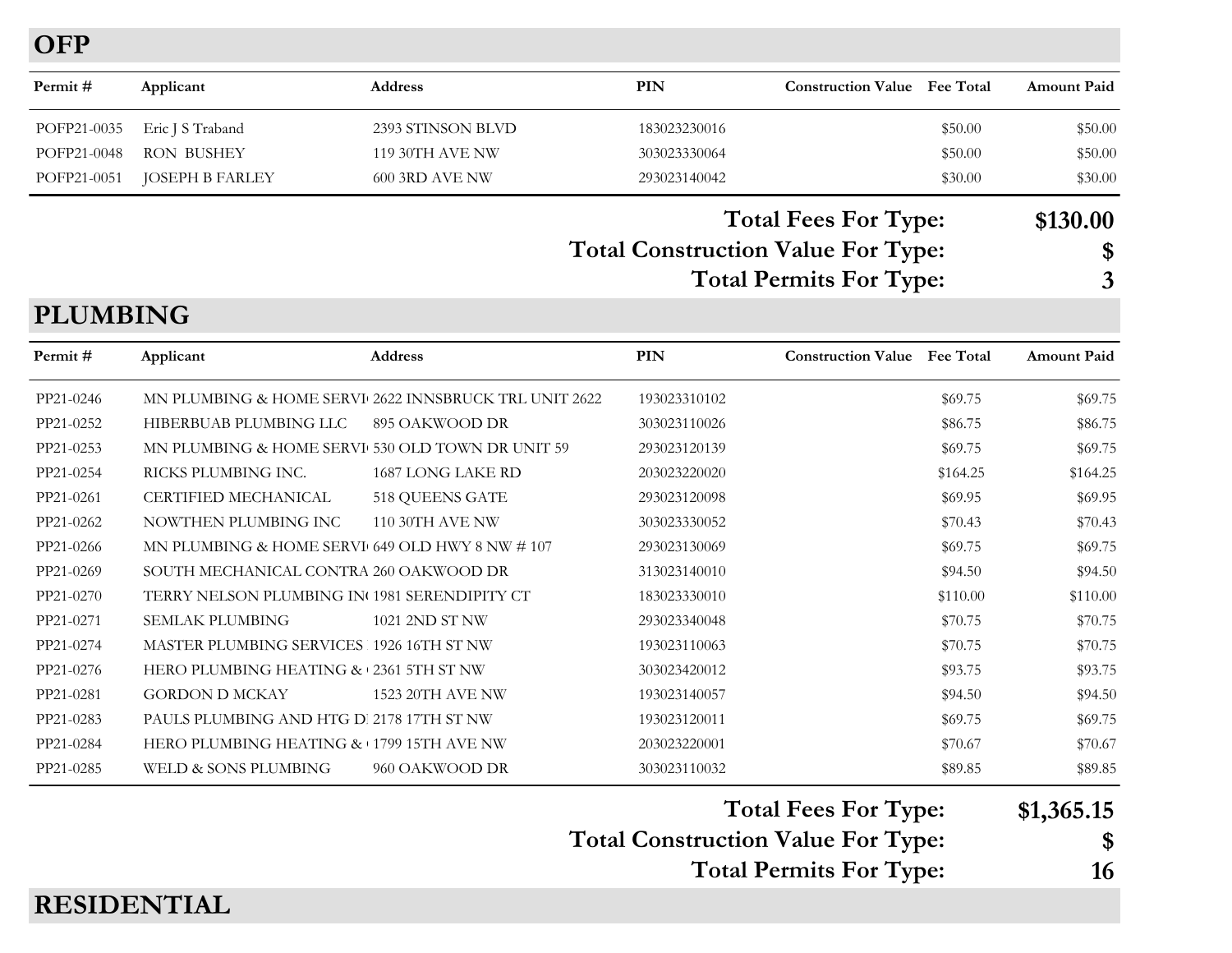## OFP

| Permit # | Applicant | Address | PIN | Construction Value | Fee Total | Amount Paid |
|---|---|---|---|---|---|---|
| POFP21-0035 | Eric J S Traband | 2393 STINSON BLVD | 183023230016 | | $50.00 | $50.00 |
| POFP21-0048 | RON BUSHEY | 119 30TH AVE NW | 303023330064 | | $50.00 | $50.00 |
| POFP21-0051 | JOSEPH B FARLEY | 600 3RD AVE NW | 293023140042 | | $30.00 | $30.00 |

**Total Fees For Type: $130.00**

**Total Construction Value For Type: $**

**Total Permits For Type: 3**

## PLUMBING

| Permit # | Applicant | Address | PIN | Construction Value | Fee Total | Amount Paid |
|---|---|---|---|---|---|---|
| PP21-0246 | MN PLUMBING & HOME SERVI | 2622 INNSBRUCK TRL UNIT 2622 | 193023310102 | | $69.75 | $69.75 |
| PP21-0252 | HIBERBUAB PLUMBING LLC | 895 OAKWOOD DR | 303023110026 | | $86.75 | $86.75 |
| PP21-0253 | MN PLUMBING & HOME SERVI | 530 OLD TOWN DR UNIT 59 | 293023120139 | | $69.75 | $69.75 |
| PP21-0254 | RICKS PLUMBING INC. | 1687 LONG LAKE RD | 203023220020 | | $164.25 | $164.25 |
| PP21-0261 | CERTIFIED MECHANICAL | 518 QUEENS GATE | 293023120098 | | $69.95 | $69.95 |
| PP21-0262 | NOWTHEN PLUMBING INC | 110 30TH AVE NW | 303023330052 | | $70.43 | $70.43 |
| PP21-0266 | MN PLUMBING & HOME SERVI | 649 OLD HWY 8 NW # 107 | 293023130069 | | $69.75 | $69.75 |
| PP21-0269 | SOUTH MECHANICAL CONTRA | 260 OAKWOOD DR | 313023140010 | | $94.50 | $94.50 |
| PP21-0270 | TERRY NELSON PLUMBING IN | 1981 SERENDIPITY CT | 183023330010 | | $110.00 | $110.00 |
| PP21-0271 | SEMLAK PLUMBING | 1021 2ND ST NW | 293023340048 | | $70.75 | $70.75 |
| PP21-0274 | MASTER PLUMBING SERVICES | 1926 16TH ST NW | 193023110063 | | $70.75 | $70.75 |
| PP21-0276 | HERO PLUMBING HEATING & | 2361 5TH ST NW | 303023420012 | | $93.75 | $93.75 |
| PP21-0281 | GORDON D MCKAY | 1523 20TH AVE NW | 193023140057 | | $94.50 | $94.50 |
| PP21-0283 | PAULS PLUMBING AND HTG D | 2178 17TH ST NW | 193023120011 | | $69.75 | $69.75 |
| PP21-0284 | HERO PLUMBING HEATING & | 1799 15TH AVE NW | 203023220001 | | $70.67 | $70.67 |
| PP21-0285 | WELD & SONS PLUMBING | 960 OAKWOOD DR | 303023110032 | | $89.85 | $89.85 |

**Total Fees For Type: $1,365.15**

**Total Construction Value For Type: $**

**Total Permits For Type: 16**

## RESIDENTIAL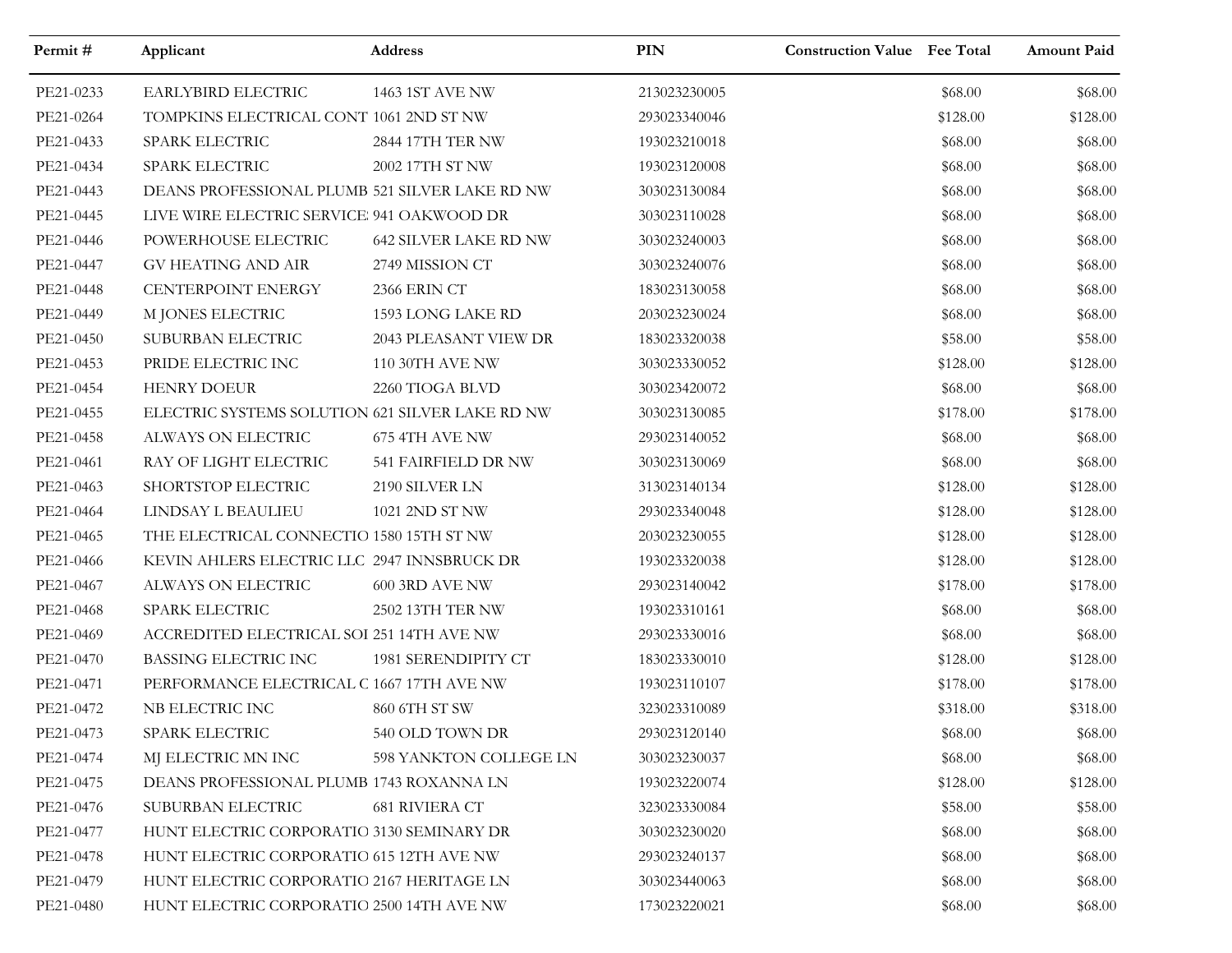| Permit # | Applicant | Address | PIN | Construction Value | Fee Total | Amount Paid |
|---|---|---|---|---|---|---|
| PE21-0233 | EARLYBIRD ELECTRIC | 1463 1ST AVE NW | 213023230005 | | $68.00 | $68.00 |
| PE21-0264 | TOMPKINS ELECTRICAL CONT | 1061 2ND ST NW | 293023340046 | | $128.00 | $128.00 |
| PE21-0433 | SPARK ELECTRIC | 2844 17TH TER NW | 193023210018 | | $68.00 | $68.00 |
| PE21-0434 | SPARK ELECTRIC | 2002 17TH ST NW | 193023120008 | | $68.00 | $68.00 |
| PE21-0443 | DEANS PROFESSIONAL PLUMB | 521 SILVER LAKE RD NW | 303023130084 | | $68.00 | $68.00 |
| PE21-0445 | LIVE WIRE ELECTRIC SERVICE | 941 OAKWOOD DR | 303023110028 | | $68.00 | $68.00 |
| PE21-0446 | POWERHOUSE ELECTRIC | 642 SILVER LAKE RD NW | 303023240003 | | $68.00 | $68.00 |
| PE21-0447 | GV HEATING AND AIR | 2749 MISSION CT | 303023240076 | | $68.00 | $68.00 |
| PE21-0448 | CENTERPOINT ENERGY | 2366 ERIN CT | 183023130058 | | $68.00 | $68.00 |
| PE21-0449 | M JONES ELECTRIC | 1593 LONG LAKE RD | 203023230024 | | $68.00 | $68.00 |
| PE21-0450 | SUBURBAN ELECTRIC | 2043 PLEASANT VIEW DR | 183023320038 | | $58.00 | $58.00 |
| PE21-0453 | PRIDE ELECTRIC INC | 110 30TH AVE NW | 303023330052 | | $128.00 | $128.00 |
| PE21-0454 | HENRY DOEUR | 2260 TIOGA BLVD | 303023420072 | | $68.00 | $68.00 |
| PE21-0455 | ELECTRIC SYSTEMS SOLUTION | 621 SILVER LAKE RD NW | 303023130085 | | $178.00 | $178.00 |
| PE21-0458 | ALWAYS ON ELECTRIC | 675 4TH AVE NW | 293023140052 | | $68.00 | $68.00 |
| PE21-0461 | RAY OF LIGHT ELECTRIC | 541 FAIRFIELD DR NW | 303023130069 | | $68.00 | $68.00 |
| PE21-0463 | SHORTSTOP ELECTRIC | 2190 SILVER LN | 313023140134 | | $128.00 | $128.00 |
| PE21-0464 | LINDSAY L BEAULIEU | 1021 2ND ST NW | 293023340048 | | $128.00 | $128.00 |
| PE21-0465 | THE ELECTRICAL CONNECTIO | 1580 15TH ST NW | 203023230055 | | $128.00 | $128.00 |
| PE21-0466 | KEVIN AHLERS ELECTRIC LLC | 2947 INNSBRUCK DR | 193023320038 | | $128.00 | $128.00 |
| PE21-0467 | ALWAYS ON ELECTRIC | 600 3RD AVE NW | 293023140042 | | $178.00 | $178.00 |
| PE21-0468 | SPARK ELECTRIC | 2502 13TH TER NW | 193023310161 | | $68.00 | $68.00 |
| PE21-0469 | ACCREDITED ELECTRICAL SOI | 251 14TH AVE NW | 293023330016 | | $68.00 | $68.00 |
| PE21-0470 | BASSING ELECTRIC INC | 1981 SERENDIPITY CT | 183023330010 | | $128.00 | $128.00 |
| PE21-0471 | PERFORMANCE ELECTRICAL C | 1667 17TH AVE NW | 193023110107 | | $178.00 | $178.00 |
| PE21-0472 | NB ELECTRIC INC | 860 6TH ST SW | 323023310089 | | $318.00 | $318.00 |
| PE21-0473 | SPARK ELECTRIC | 540 OLD TOWN DR | 293023120140 | | $68.00 | $68.00 |
| PE21-0474 | MJ ELECTRIC MN INC | 598 YANKTON COLLEGE LN | 303023230037 | | $68.00 | $68.00 |
| PE21-0475 | DEANS PROFESSIONAL PLUMB | 1743 ROXANNA LN | 193023220074 | | $128.00 | $128.00 |
| PE21-0476 | SUBURBAN ELECTRIC | 681 RIVIERA CT | 323023330084 | | $58.00 | $58.00 |
| PE21-0477 | HUNT ELECTRIC CORPORATIO | 3130 SEMINARY DR | 303023230020 | | $68.00 | $68.00 |
| PE21-0478 | HUNT ELECTRIC CORPORATIO | 615 12TH AVE NW | 293023240137 | | $68.00 | $68.00 |
| PE21-0479 | HUNT ELECTRIC CORPORATIO | 2167 HERITAGE LN | 303023440063 | | $68.00 | $68.00 |
| PE21-0480 | HUNT ELECTRIC CORPORATIO | 2500 14TH AVE NW | 173023220021 | | $68.00 | $68.00 |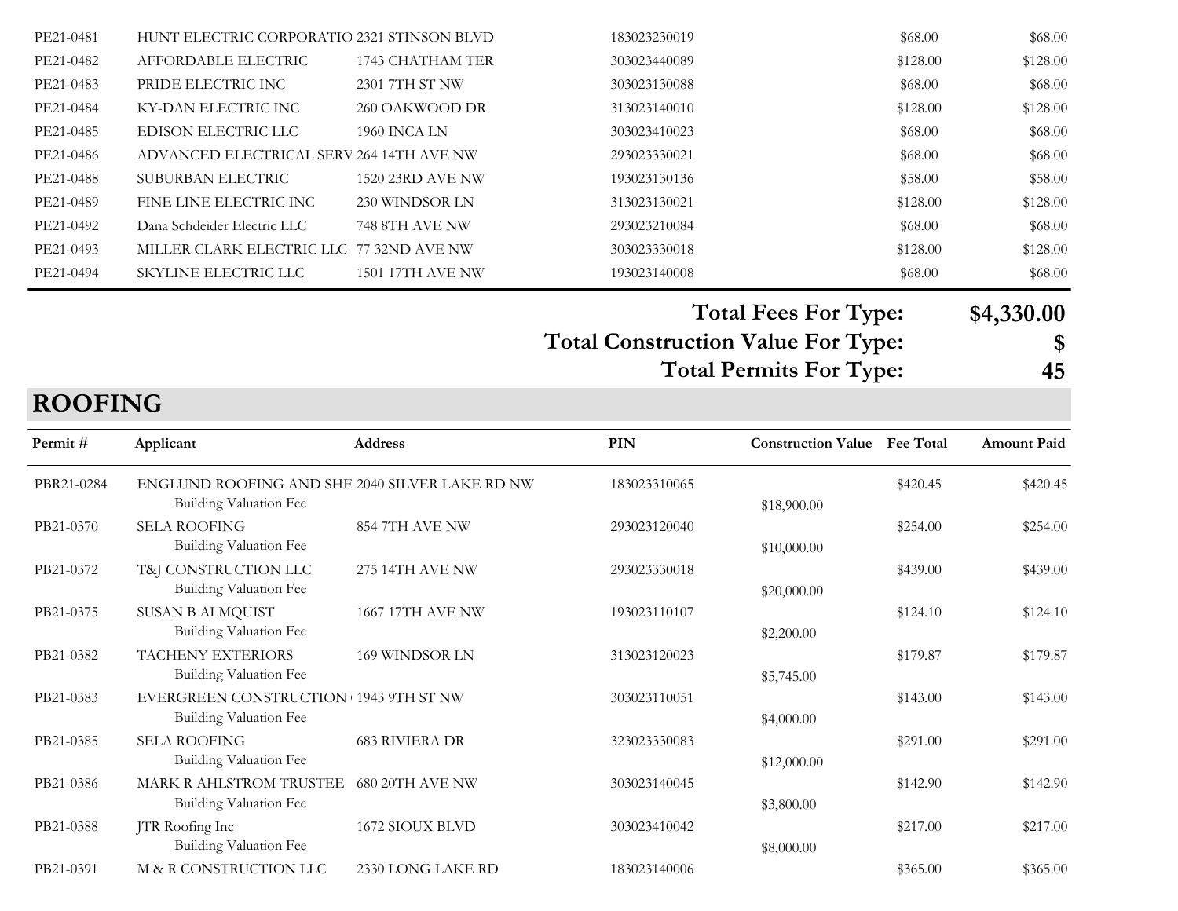| Permit # | Applicant | Address | PIN | Construction Value | Fee Total | Amount Paid |
|---|---|---|---|---|---|---|
| PE21-0481 | HUNT ELECTRIC CORPORATIO | 2321 STINSON BLVD | 183023230019 | | $68.00 | $68.00 |
| PE21-0482 | AFFORDABLE ELECTRIC | 1743 CHATHAM TER | 303023440089 | | $128.00 | $128.00 |
| PE21-0483 | PRIDE ELECTRIC INC | 2301 7TH ST NW | 303023130088 | | $68.00 | $68.00 |
| PE21-0484 | KY-DAN ELECTRIC INC | 260 OAKWOOD DR | 313023140010 | | $128.00 | $128.00 |
| PE21-0485 | EDISON ELECTRIC LLC | 1960 INCA LN | 303023410023 | | $68.00 | $68.00 |
| PE21-0486 | ADVANCED ELECTRICAL SERV | 264 14TH AVE NW | 293023330021 | | $68.00 | $68.00 |
| PE21-0488 | SUBURBAN ELECTRIC | 1520 23RD AVE NW | 193023130136 | | $58.00 | $58.00 |
| PE21-0489 | FINE LINE ELECTRIC INC | 230 WINDSOR LN | 313023130021 | | $128.00 | $128.00 |
| PE21-0492 | Dana Schdeider Electric LLC | 748 8TH AVE NW | 293023210084 | | $68.00 | $68.00 |
| PE21-0493 | MILLER CLARK ELECTRIC LLC | 77 32ND AVE NW | 303023330018 | | $128.00 | $128.00 |
| PE21-0494 | SKYLINE ELECTRIC LLC | 1501 17TH AVE NW | 193023140008 | | $68.00 | $68.00 |

**Total Fees For Type: $4,330.00**

**Total Construction Value For Type: $**

**Total Permits For Type: 45**

## ROOFING

| Permit # | Applicant | Address | PIN | Construction Value | Fee Total | Amount Paid |
|---|---|---|---|---|---|---|
| PBR21-0284 | ENGLUND ROOFING AND SHE | 2040 SILVER LAKE RD NW | 183023310065 | | $420.45 | $420.45 |
| | Building Valuation Fee | | | $18,900.00 | | |
| PB21-0370 | SELA ROOFING | 854 7TH AVE NW | 293023120040 | | $254.00 | $254.00 |
| | Building Valuation Fee | | | $10,000.00 | | |
| PB21-0372 | T&J CONSTRUCTION LLC | 275 14TH AVE NW | 293023330018 | | $439.00 | $439.00 |
| | Building Valuation Fee | | | $20,000.00 | | |
| PB21-0375 | SUSAN B ALMQUIST | 1667 17TH AVE NW | 193023110107 | | $124.10 | $124.10 |
| | Building Valuation Fee | | | $2,200.00 | | |
| PB21-0382 | TACHENY EXTERIORS | 169 WINDSOR LN | 313023120023 | | $179.87 | $179.87 |
| | Building Valuation Fee | | | $5,745.00 | | |
| PB21-0383 | EVERGREEN CONSTRUCTION | 1943 9TH ST NW | 303023110051 | | $143.00 | $143.00 |
| | Building Valuation Fee | | | $4,000.00 | | |
| PB21-0385 | SELA ROOFING | 683 RIVIERA DR | 323023330083 | | $291.00 | $291.00 |
| | Building Valuation Fee | | | $12,000.00 | | |
| PB21-0386 | MARK R AHLSTROM TRUSTEE | 680 20TH AVE NW | 303023140045 | | $142.90 | $142.90 |
| | Building Valuation Fee | | | $3,800.00 | | |
| PB21-0388 | JTR Roofing Inc | 1672 SIOUX BLVD | 303023410042 | | $217.00 | $217.00 |
| | Building Valuation Fee | | | $8,000.00 | | |
| PB21-0391 | M & R CONSTRUCTION LLC | 2330 LONG LAKE RD | 183023140006 | | $365.00 | $365.00 |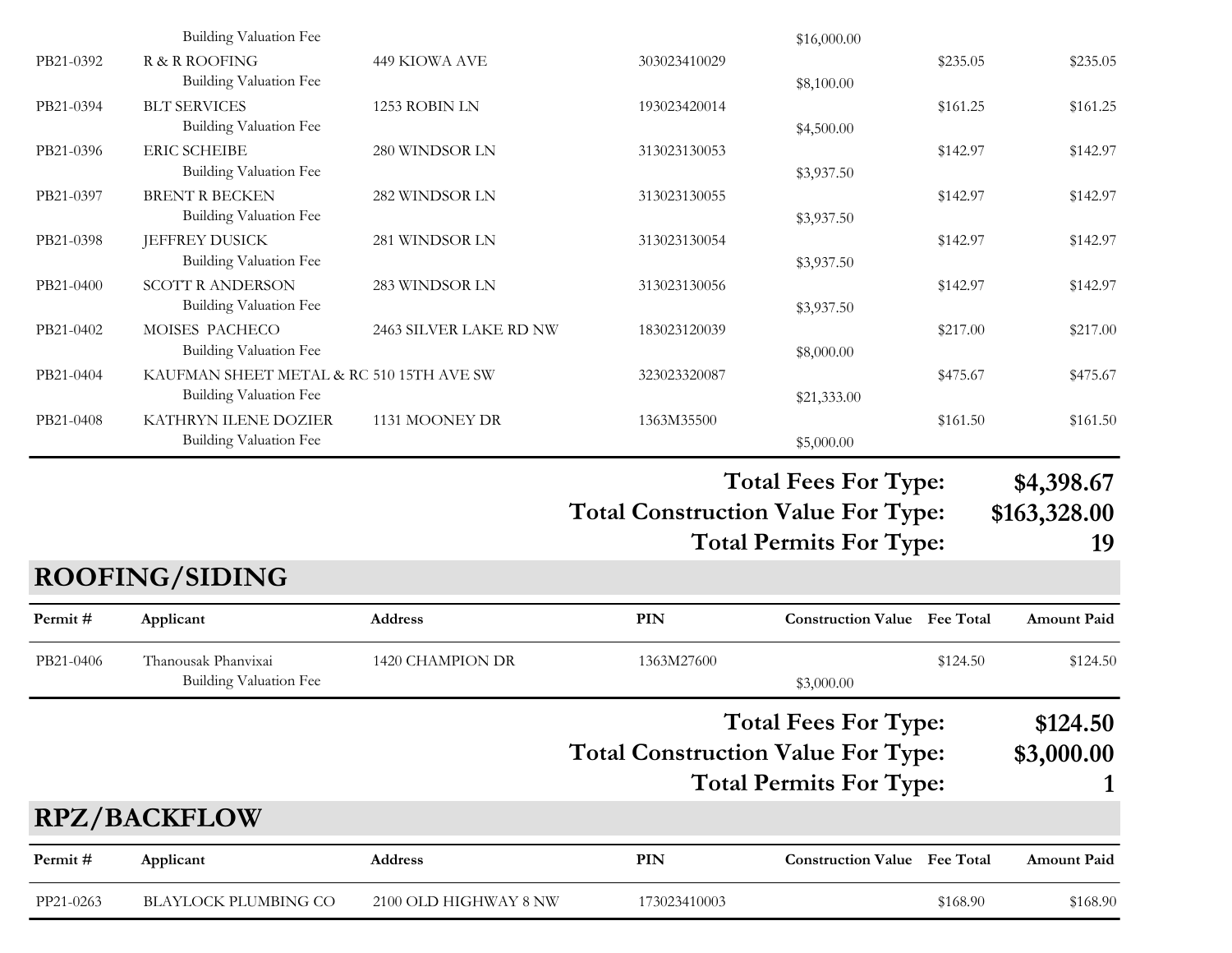| Permit # | Applicant | Address | PIN | Construction Value | Fee Total | Amount Paid |
|---|---|---|---|---|---|---|
| | Building Valuation Fee | | | $16,000.00 | | |
| PB21-0392 | R & R ROOFING | 449 KIOWA AVE | 303023410029 | | $235.05 | $235.05 |
| | Building Valuation Fee | | | $8,100.00 | | |
| PB21-0394 | BLT SERVICES | 1253 ROBIN LN | 193023420014 | | $161.25 | $161.25 |
| | Building Valuation Fee | | | $4,500.00 | | |
| PB21-0396 | ERIC SCHEIBE | 280 WINDSOR LN | 313023130053 | | $142.97 | $142.97 |
| | Building Valuation Fee | | | $3,937.50 | | |
| PB21-0397 | BRENT R BECKEN | 282 WINDSOR LN | 313023130055 | | $142.97 | $142.97 |
| | Building Valuation Fee | | | $3,937.50 | | |
| PB21-0398 | JEFFREY DUSICK | 281 WINDSOR LN | 313023130054 | | $142.97 | $142.97 |
| | Building Valuation Fee | | | $3,937.50 | | |
| PB21-0400 | SCOTT R ANDERSON | 283 WINDSOR LN | 313023130056 | | $142.97 | $142.97 |
| | Building Valuation Fee | | | $3,937.50 | | |
| PB21-0402 | MOISES PACHECO | 2463 SILVER LAKE RD NW | 183023120039 | | $217.00 | $217.00 |
| | Building Valuation Fee | | | $8,000.00 | | |
| PB21-0404 | KAUFMAN SHEET METAL & RC | 510 15TH AVE SW | 323023320087 | | $475.67 | $475.67 |
| | Building Valuation Fee | | | $21,333.00 | | |
| PB21-0408 | KATHRYN ILENE DOZIER | 1131 MOONEY DR | 1363M35500 | | $161.50 | $161.50 |
| | Building Valuation Fee | | | $5,000.00 | | |

**Total Fees For Type: $4,398.67**
**Total Construction Value For Type: $163,328.00**
**Total Permits For Type: 19**

## ROOFING/SIDING

| Permit # | Applicant | Address | PIN | Construction Value | Fee Total | Amount Paid |
|---|---|---|---|---|---|---|
| PB21-0406 | Thanousak Phanvixai | 1420 CHAMPION DR | 1363M27600 | | $124.50 | $124.50 |
| | Building Valuation Fee | | | $3,000.00 | | |

**Total Fees For Type: $124.50**
**Total Construction Value For Type: $3,000.00**
**Total Permits For Type: 1**

## RPZ/BACKFLOW

| Permit # | Applicant | Address | PIN | Construction Value | Fee Total | Amount Paid |
|---|---|---|---|---|---|---|
| PP21-0263 | BLAYLOCK PLUMBING CO | 2100 OLD HIGHWAY 8 NW | 173023410003 | | $168.90 | $168.90 |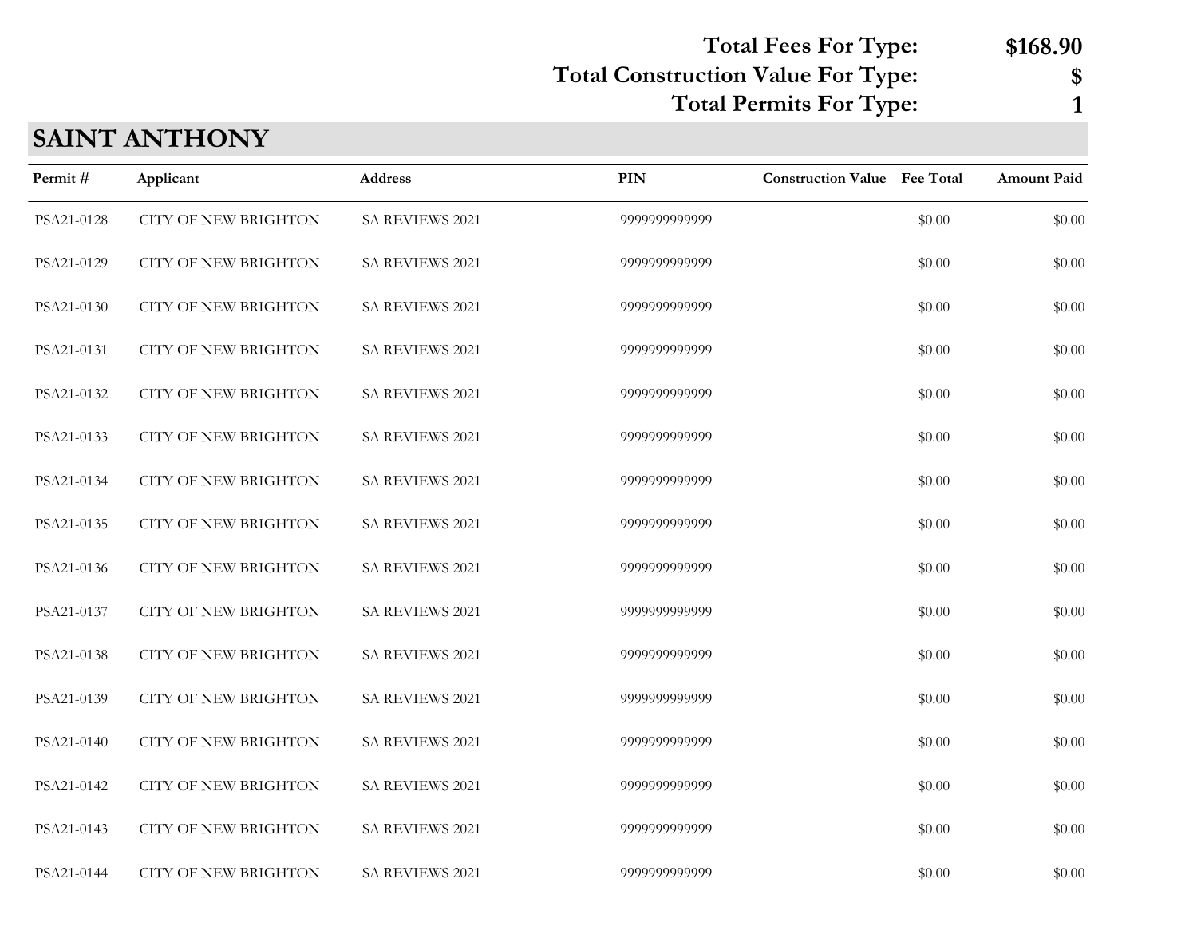**Total Fees For Type: $168.90**
**Total Construction Value For Type: $**
**Total Permits For Type: 1**

## SAINT ANTHONY

| Permit # | Applicant | Address | PIN | Construction Value | Fee Total | Amount Paid |
|---|---|---|---|---|---|---|
| PSA21-0128 | CITY OF NEW BRIGHTON | SA REVIEWS 2021 | 9999999999999 | | $0.00 | $0.00 |
| PSA21-0129 | CITY OF NEW BRIGHTON | SA REVIEWS 2021 | 9999999999999 | | $0.00 | $0.00 |
| PSA21-0130 | CITY OF NEW BRIGHTON | SA REVIEWS 2021 | 9999999999999 | | $0.00 | $0.00 |
| PSA21-0131 | CITY OF NEW BRIGHTON | SA REVIEWS 2021 | 9999999999999 | | $0.00 | $0.00 |
| PSA21-0132 | CITY OF NEW BRIGHTON | SA REVIEWS 2021 | 9999999999999 | | $0.00 | $0.00 |
| PSA21-0133 | CITY OF NEW BRIGHTON | SA REVIEWS 2021 | 9999999999999 | | $0.00 | $0.00 |
| PSA21-0134 | CITY OF NEW BRIGHTON | SA REVIEWS 2021 | 9999999999999 | | $0.00 | $0.00 |
| PSA21-0135 | CITY OF NEW BRIGHTON | SA REVIEWS 2021 | 9999999999999 | | $0.00 | $0.00 |
| PSA21-0136 | CITY OF NEW BRIGHTON | SA REVIEWS 2021 | 9999999999999 | | $0.00 | $0.00 |
| PSA21-0137 | CITY OF NEW BRIGHTON | SA REVIEWS 2021 | 9999999999999 | | $0.00 | $0.00 |
| PSA21-0138 | CITY OF NEW BRIGHTON | SA REVIEWS 2021 | 9999999999999 | | $0.00 | $0.00 |
| PSA21-0139 | CITY OF NEW BRIGHTON | SA REVIEWS 2021 | 9999999999999 | | $0.00 | $0.00 |
| PSA21-0140 | CITY OF NEW BRIGHTON | SA REVIEWS 2021 | 9999999999999 | | $0.00 | $0.00 |
| PSA21-0142 | CITY OF NEW BRIGHTON | SA REVIEWS 2021 | 9999999999999 | | $0.00 | $0.00 |
| PSA21-0143 | CITY OF NEW BRIGHTON | SA REVIEWS 2021 | 9999999999999 | | $0.00 | $0.00 |
| PSA21-0144 | CITY OF NEW BRIGHTON | SA REVIEWS 2021 | 9999999999999 | | $0.00 | $0.00 |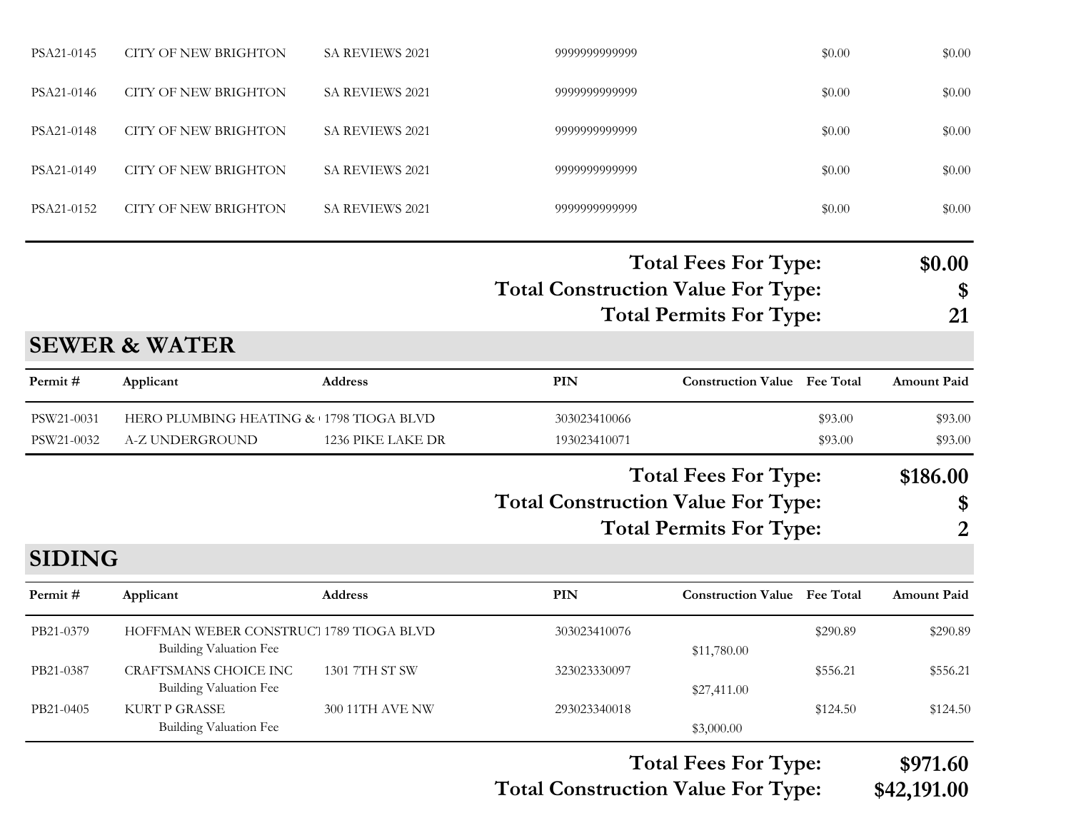| Permit # | Applicant | Address | PIN | Construction Value | Fee Total | Amount Paid |
|---|---|---|---|---|---|---|
| PSA21-0145 | CITY OF NEW BRIGHTON | SA REVIEWS 2021 | 9999999999999 | | $0.00 | $0.00 |
| PSA21-0146 | CITY OF NEW BRIGHTON | SA REVIEWS 2021 | 9999999999999 | | $0.00 | $0.00 |
| PSA21-0148 | CITY OF NEW BRIGHTON | SA REVIEWS 2021 | 9999999999999 | | $0.00 | $0.00 |
| PSA21-0149 | CITY OF NEW BRIGHTON | SA REVIEWS 2021 | 9999999999999 | | $0.00 | $0.00 |
| PSA21-0152 | CITY OF NEW BRIGHTON | SA REVIEWS 2021 | 9999999999999 | | $0.00 | $0.00 |

**Total Fees For Type: $0.00**

**Total Construction Value For Type: $**

**Total Permits For Type: 21**

## SEWER & WATER

| Permit # | Applicant | Address | PIN | Construction Value | Fee Total | Amount Paid |
|---|---|---|---|---|---|---|
| PSW21-0031 | HERO PLUMBING HEATING & | 1798 TIOGA BLVD | 303023410066 | | $93.00 | $93.00 |
| PSW21-0032 | A-Z UNDERGROUND | 1236 PIKE LAKE DR | 193023410071 | | $93.00 | $93.00 |

**Total Fees For Type: $186.00**

**Total Construction Value For Type: $**

**Total Permits For Type: 2**

## SIDING

| Permit # | Applicant | Address | PIN | Construction Value | Fee Total | Amount Paid |
|---|---|---|---|---|---|---|
| PB21-0379 | HOFFMAN WEBER CONSTRUCT | 1789 TIOGA BLVD | 303023410076 | | $290.89 | $290.89 |
| | Building Valuation Fee | | | $11,780.00 | | |
| PB21-0387 | CRAFTSMANS CHOICE INC | 1301 7TH ST SW | 323023330097 | | $556.21 | $556.21 |
| | Building Valuation Fee | | | $27,411.00 | | |
| PB21-0405 | KURT P GRASSE | 300 11TH AVE NW | 293023340018 | | $124.50 | $124.50 |
| | Building Valuation Fee | | | $3,000.00 | | |

**Total Fees For Type: $971.60**

**Total Construction Value For Type: $42,191.00**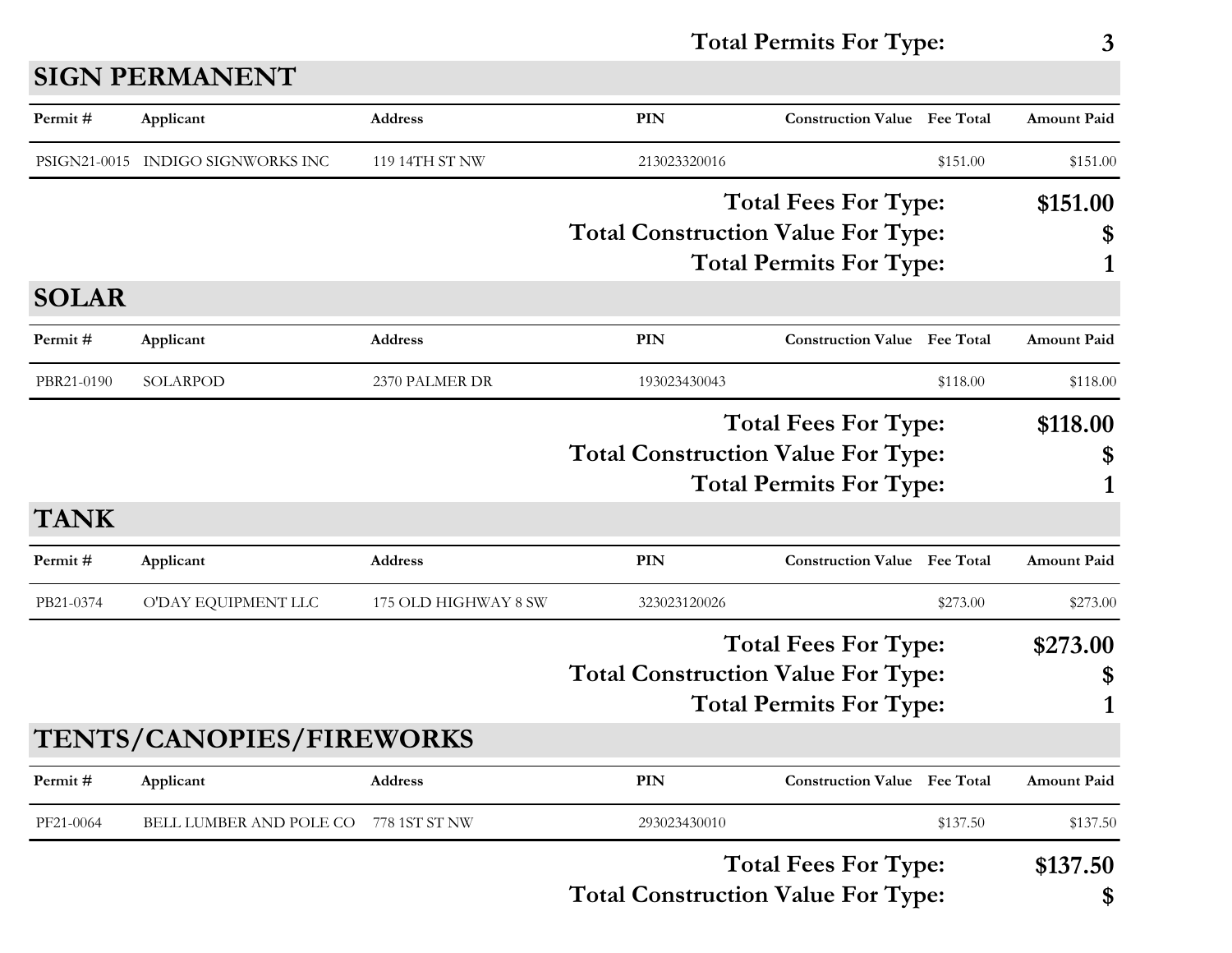**Total Permits For Type: 3**

## SIGN PERMANENT

| Permit # | Applicant | Address | PIN | Construction Value | Fee Total | Amount Paid |
|---|---|---|---|---|---|---|
| PSIGN21-0015 | INDIGO SIGNWORKS INC | 119 14TH ST NW | 213023320016 | | $151.00 | $151.00 |

**Total Fees For Type: $151.00**
**Total Construction Value For Type: $**
**Total Permits For Type: 1**

## SOLAR

| Permit # | Applicant | Address | PIN | Construction Value | Fee Total | Amount Paid |
|---|---|---|---|---|---|---|
| PBR21-0190 | SOLARPOD | 2370 PALMER DR | 193023430043 | | $118.00 | $118.00 |

**Total Fees For Type: $118.00**
**Total Construction Value For Type: $**
**Total Permits For Type: 1**

## TANK

| Permit # | Applicant | Address | PIN | Construction Value | Fee Total | Amount Paid |
|---|---|---|---|---|---|---|
| PB21-0374 | O'DAY EQUIPMENT LLC | 175 OLD HIGHWAY 8 SW | 323023120026 | | $273.00 | $273.00 |

**Total Fees For Type: $273.00**
**Total Construction Value For Type: $**
**Total Permits For Type: 1**

## TENTS/CANOPIES/FIREWORKS

| Permit # | Applicant | Address | PIN | Construction Value | Fee Total | Amount Paid |
|---|---|---|---|---|---|---|
| PF21-0064 | BELL LUMBER AND POLE CO | 778 1ST ST NW | 293023430010 | | $137.50 | $137.50 |

**Total Fees For Type: $137.50**
**Total Construction Value For Type: $**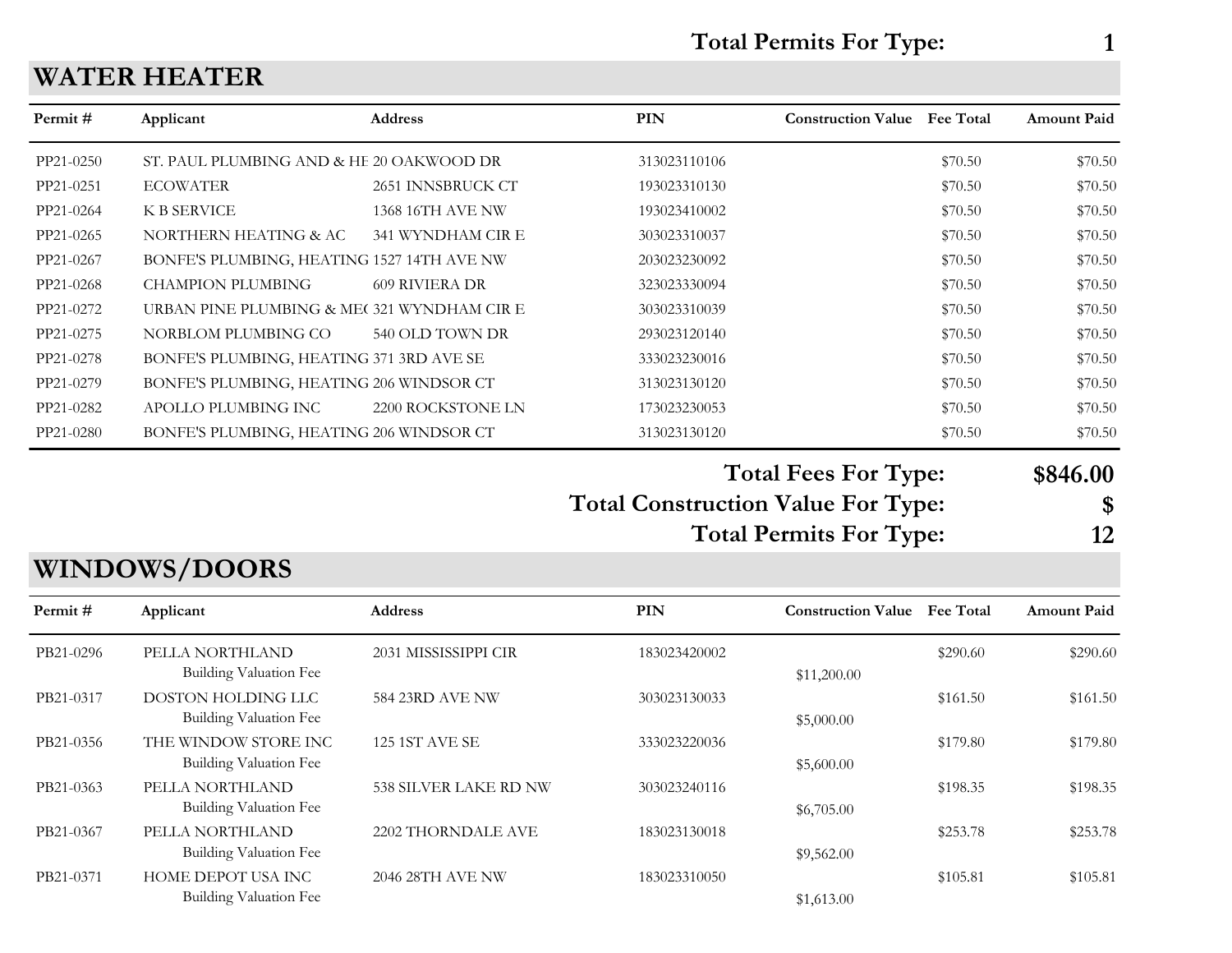**Total Permits For Type: 1**

## WATER HEATER

| Permit # | Applicant | Address | PIN | Construction Value | Fee Total | Amount Paid |
|---|---|---|---|---|---|---|
| PP21-0250 | ST. PAUL PLUMBING AND & HE | 20 OAKWOOD DR | 313023110106 | | $70.50 | $70.50 |
| PP21-0251 | ECOWATER | 2651 INNSBRUCK CT | 193023310130 | | $70.50 | $70.50 |
| PP21-0264 | K B SERVICE | 1368 16TH AVE NW | 193023410002 | | $70.50 | $70.50 |
| PP21-0265 | NORTHERN HEATING & AC | 341 WYNDHAM CIR E | 303023310037 | | $70.50 | $70.50 |
| PP21-0267 | BONFE'S PLUMBING, HEATING | 1527 14TH AVE NW | 203023230092 | | $70.50 | $70.50 |
| PP21-0268 | CHAMPION PLUMBING | 609 RIVIERA DR | 323023330094 | | $70.50 | $70.50 |
| PP21-0272 | URBAN PINE PLUMBING & ME( | 321 WYNDHAM CIR E | 303023310039 | | $70.50 | $70.50 |
| PP21-0275 | NORBLOM PLUMBING CO | 540 OLD TOWN DR | 293023120140 | | $70.50 | $70.50 |
| PP21-0278 | BONFE'S PLUMBING, HEATING | 371 3RD AVE SE | 333023230016 | | $70.50 | $70.50 |
| PP21-0279 | BONFE'S PLUMBING, HEATING | 206 WINDSOR CT | 313023130120 | | $70.50 | $70.50 |
| PP21-0282 | APOLLO PLUMBING INC | 2200 ROCKSTONE LN | 173023230053 | | $70.50 | $70.50 |
| PP21-0280 | BONFE'S PLUMBING, HEATING | 206 WINDSOR CT | 313023130120 | | $70.50 | $70.50 |

**Total Fees For Type: $846.00**

**Total Construction Value For Type: $**

**Total Permits For Type: 12**

## WINDOWS/DOORS

| Permit # | Applicant | Address | PIN | Construction Value | Fee Total | Amount Paid |
|---|---|---|---|---|---|---|
| PB21-0296 | PELLA NORTHLAND | 2031 MISSISSIPPI CIR | 183023420002 | | $290.60 | $290.60 |
| | Building Valuation Fee | | | $11,200.00 | | |
| PB21-0317 | DOSTON HOLDING LLC | 584 23RD AVE NW | 303023130033 | | $161.50 | $161.50 |
| | Building Valuation Fee | | | $5,000.00 | | |
| PB21-0356 | THE WINDOW STORE INC | 125 1ST AVE SE | 333023220036 | | $179.80 | $179.80 |
| | Building Valuation Fee | | | $5,600.00 | | |
| PB21-0363 | PELLA NORTHLAND | 538 SILVER LAKE RD NW | 303023240116 | | $198.35 | $198.35 |
| | Building Valuation Fee | | | $6,705.00 | | |
| PB21-0367 | PELLA NORTHLAND | 2202 THORNDALE AVE | 183023130018 | | $253.78 | $253.78 |
| | Building Valuation Fee | | | $9,562.00 | | |
| PB21-0371 | HOME DEPOT USA INC | 2046 28TH AVE NW | 183023310050 | | $105.81 | $105.81 |
| | Building Valuation Fee | | | $1,613.00 | | |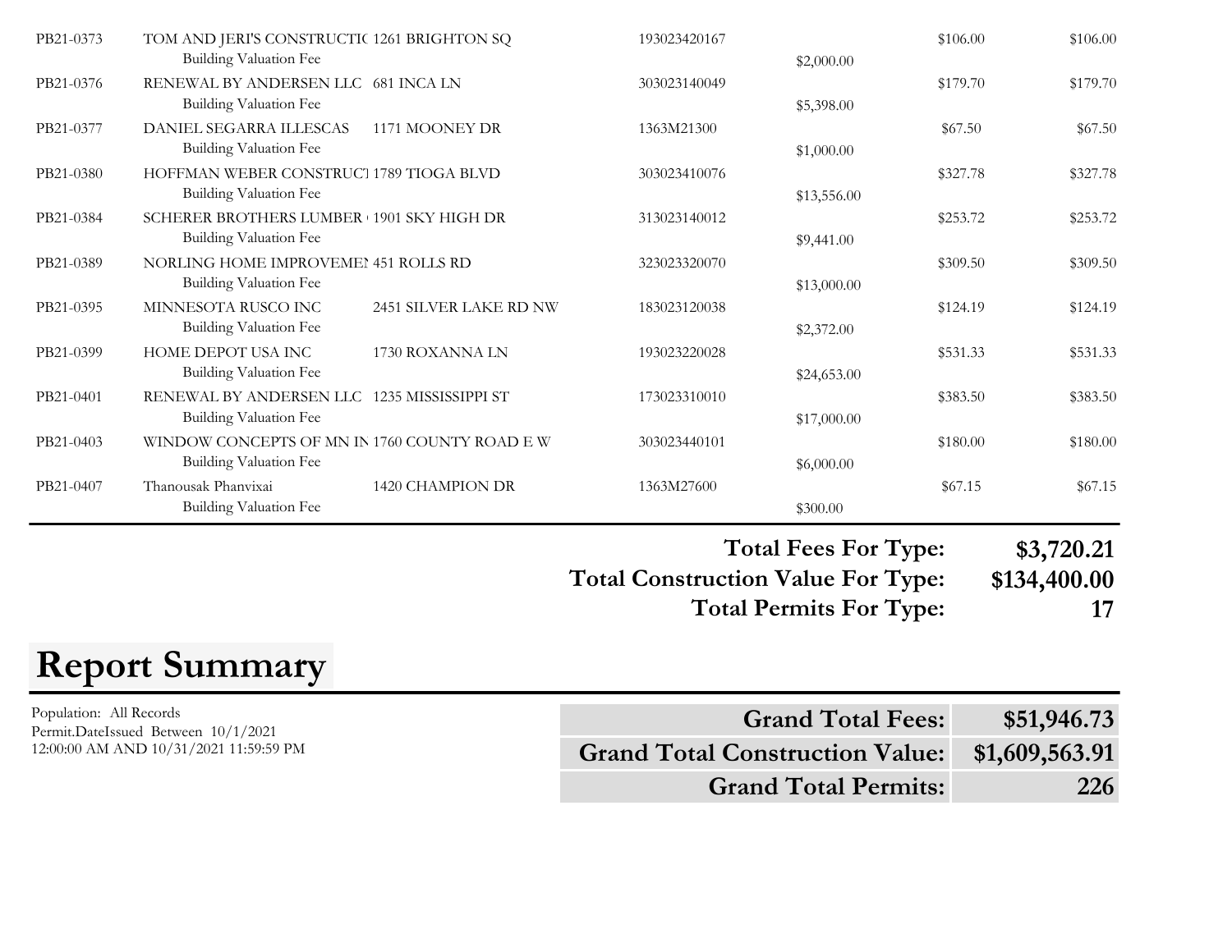| | | | | | | |
|---|---|---|---|---|---|---|
| PB21-0373 | TOM AND JERI'S CONSTRUCTI( | 1261 BRIGHTON SQ | 193023420167 | | $106.00 | $106.00 |
| | Building Valuation Fee | | | $2,000.00 | | |
| PB21-0376 | RENEWAL BY ANDERSEN LLC | 681 INCA LN | 303023140049 | | $179.70 | $179.70 |
| | Building Valuation Fee | | | $5,398.00 | | |
| PB21-0377 | DANIEL SEGARRA ILLESCAS | 1171 MOONEY DR | 1363M21300 | | $67.50 | $67.50 |
| | Building Valuation Fee | | | $1,000.00 | | |
| PB21-0380 | HOFFMAN WEBER CONSTRUCT | 1789 TIOGA BLVD | 303023410076 | | $327.78 | $327.78 |
| | Building Valuation Fee | | | $13,556.00 | | |
| PB21-0384 | SCHERER BROTHERS LUMBER | 1901 SKY HIGH DR | 313023140012 | | $253.72 | $253.72 |
| | Building Valuation Fee | | | $9,441.00 | | |
| PB21-0389 | NORLING HOME IMPROVEMEI | 451 ROLLS RD | 323023320070 | | $309.50 | $309.50 |
| | Building Valuation Fee | | | $13,000.00 | | |
| PB21-0395 | MINNESOTA RUSCO INC | 2451 SILVER LAKE RD NW | 183023120038 | | $124.19 | $124.19 |
| | Building Valuation Fee | | | $2,372.00 | | |
| PB21-0399 | HOME DEPOT USA INC | 1730 ROXANNA LN | 193023220028 | | $531.33 | $531.33 |
| | Building Valuation Fee | | | $24,653.00 | | |
| PB21-0401 | RENEWAL BY ANDERSEN LLC | 1235 MISSISSIPPI ST | 173023310010 | | $383.50 | $383.50 |
| | Building Valuation Fee | | | $17,000.00 | | |
| PB21-0403 | WINDOW CONCEPTS OF MN IN | 1760 COUNTY ROAD E W | 303023440101 | | $180.00 | $180.00 |
| | Building Valuation Fee | | | $6,000.00 | | |
| PB21-0407 | Thanousak Phanvixai | 1420 CHAMPION DR | 1363M27600 | | $67.15 | $67.15 |
| | Building Valuation Fee | | | $300.00 | | |

| | |
|---|---|
| **Total Fees For Type:** | **$3,720.21** |
| **Total Construction Value For Type:** | **$134,400.00** |
| **Total Permits For Type:** | **17** |

# Report Summary

Population: All Records
Permit.DateIssued Between 10/1/2021 12:00:00 AM AND 10/31/2021 11:59:59 PM

| | |
|---|---|
| **Grand Total Fees:** | **$51,946.73** |
| **Grand Total Construction Value:** | **$1,609,563.91** |
| **Grand Total Permits:** | **226** |